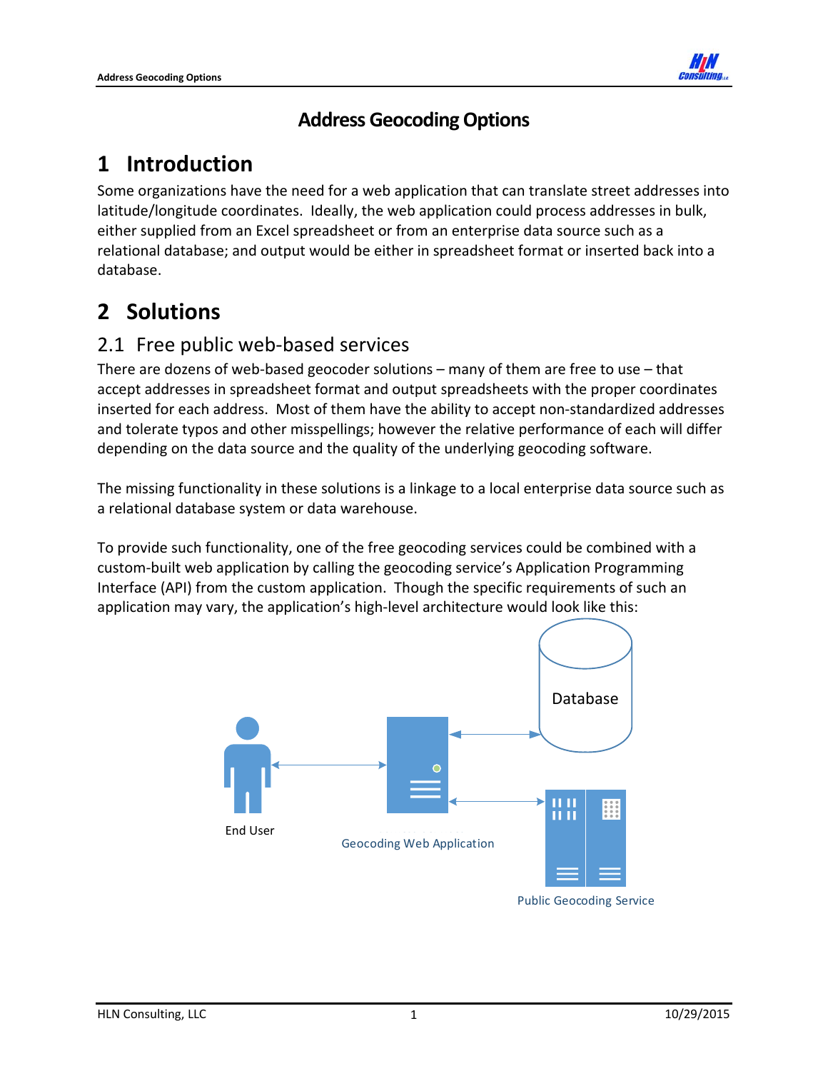# Address Geocoding Options

## 1 Introduction

Some organizations have the need for a web application that can translate street addresses into latitude/longitude coordinates. Ideally, the web application could process addresses in bulk, either supplied from an Excel spreadsheet or from an enterprise data source such as a relational database; and output would be either in spreadsheet format or inserted back into a database.

## 2 Solutions

### 2.1 Free public web-based services

There are dozens of web-based geocoder solutions – many of them are free to use – that accept addresses in spreadsheet format and output spreadsheets with the proper coordinates inserted for each address. Most of them have the ability to accept non-standardized addresses and tolerate typos and other misspellings; however the relative performance of each will differ depending on the data source and the quality of the underlying geocoding software.

The missing functionality in these solutions is a linkage to a local enterprise data source such as a relational database system or data warehouse.

To provide such functionality, one of the free geocoding services could be combined with a custom-built web application by calling the geocoding service's Application Programming Interface (API) from the custom application. Though the specific requirements of such an application may vary, the application's high-level architecture would look like this:

Database

End User

Geocoding Web Application

Public Geocoding Service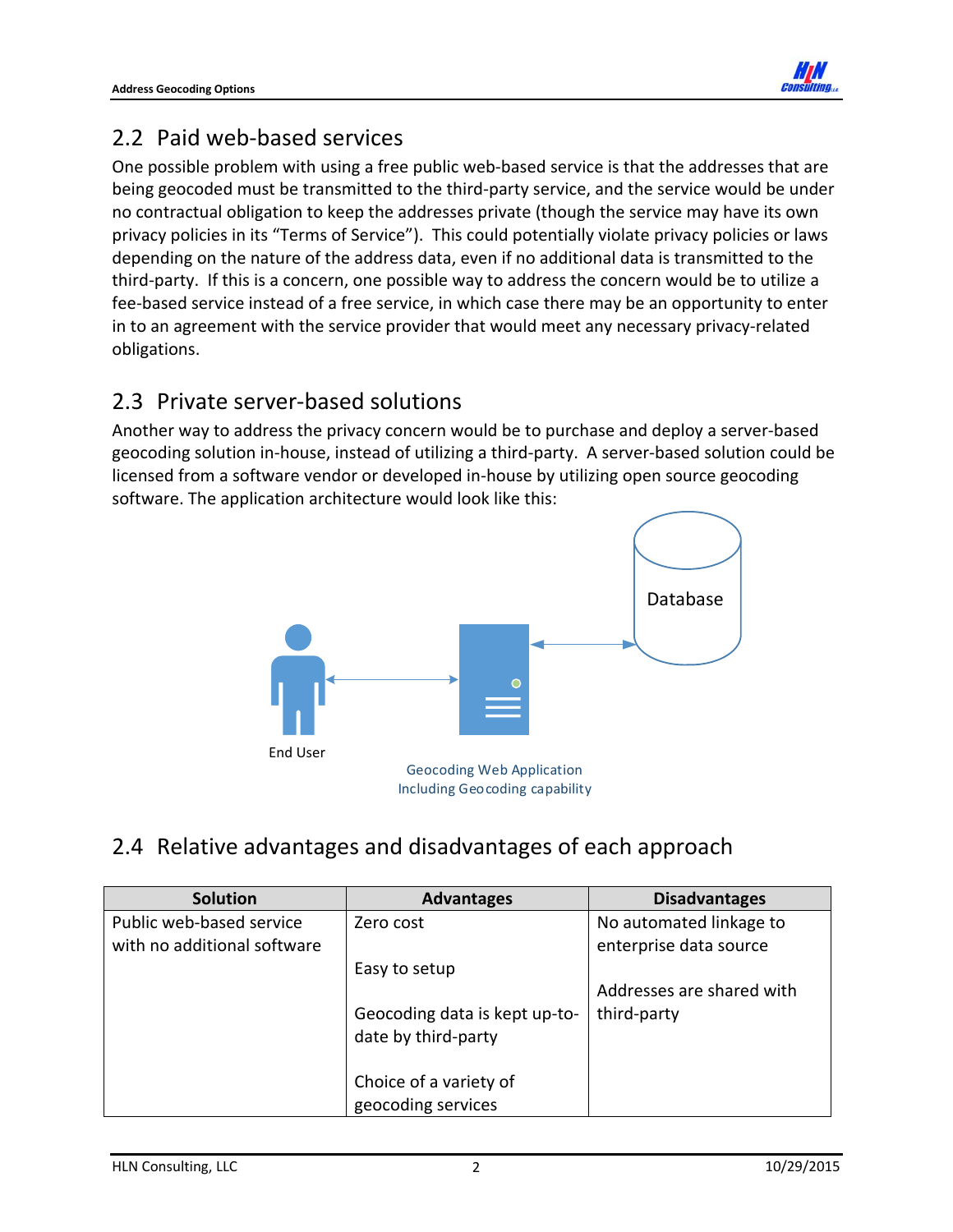## 2.2 Paid web-based services

One possible problem with using a free public web-based service is that the addresses that are being geocoded must be transmitted to the third-party service, and the service would be under no contractual obligation to keep the addresses private (though the service may have its own privacy policies in its "Terms of Service"). This could potentially violate privacy policies or laws depending on the nature of the address data, even if no additional data is transmitted to the third-party. If this is a concern, one possible way to address the concern would be to utilize a fee-based service instead of a free service, in which case there may be an opportunity to enter in to an agreement with the service provider that would meet any necessary privacy-related obligations.

## 2.3 Private server-based solutions

Another way to address the privacy concern would be to purchase and deploy a server-based geocoding solution in-house, instead of utilizing a third-party. A server-based solution could be licensed from a software vendor or developed in-house by utilizing open source geocoding software. The application architecture would look like this:

Database

End User

Geocoding Web Application
Including Geocoding capability

## 2.4 Relative advantages and disadvantages of each approach

| Solution | Advantages | Disadvantages |
|---|---|---|
| Public web-based service with no additional software | Zero cost<br><br>Easy to setup<br><br>Geocoding data is kept up-to-date by third-party<br><br>Choice of a variety of geocoding services | No automated linkage to enterprise data source<br><br>Addresses are shared with third-party |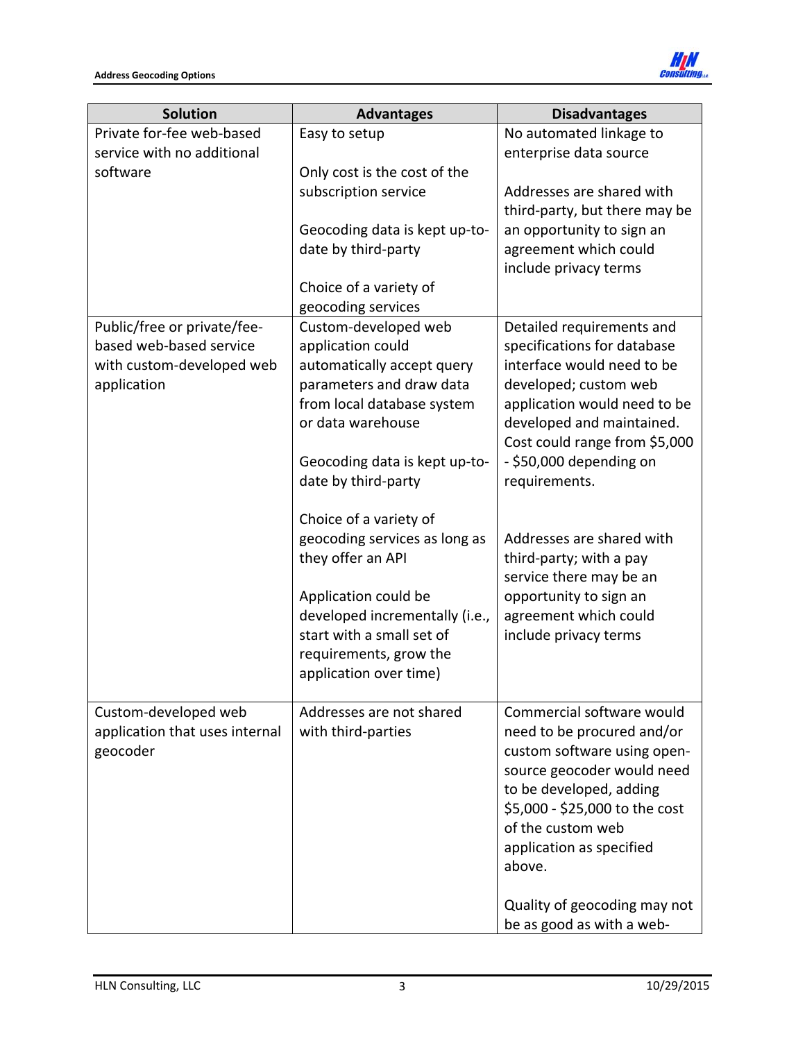| Solution | Advantages | Disadvantages |
|---|---|---|
| Private for-fee web-based service with no additional software | Easy to setup<br><br>Only cost is the cost of the subscription service<br><br>Geocoding data is kept up-to-date by third-party<br><br>Choice of a variety of geocoding services | No automated linkage to enterprise data source<br><br>Addresses are shared with third-party, but there may be an opportunity to sign an agreement which could include privacy terms |
| Public/free or private/fee-based web-based service with custom-developed web application | Custom-developed web application could automatically accept query parameters and draw data from local database system or data warehouse<br><br>Geocoding data is kept up-to-date by third-party<br><br>Choice of a variety of geocoding services as long as they offer an API<br><br>Application could be developed incrementally (i.e., start with a small set of requirements, grow the application over time) | Detailed requirements and specifications for database interface would need to be developed; custom web application would need to be developed and maintained. Cost could range from $5,000 - $50,000 depending on requirements.<br><br>Addresses are shared with third-party; with a pay service there may be an opportunity to sign an agreement which could include privacy terms |
| Custom-developed web application that uses internal geocoder | Addresses are not shared with third-parties | Commercial software would need to be procured and/or custom software using open-source geocoder would need to be developed, adding $5,000 - $25,000 to the cost of the custom web application as specified above.<br><br>Quality of geocoding may not be as good as with a web- |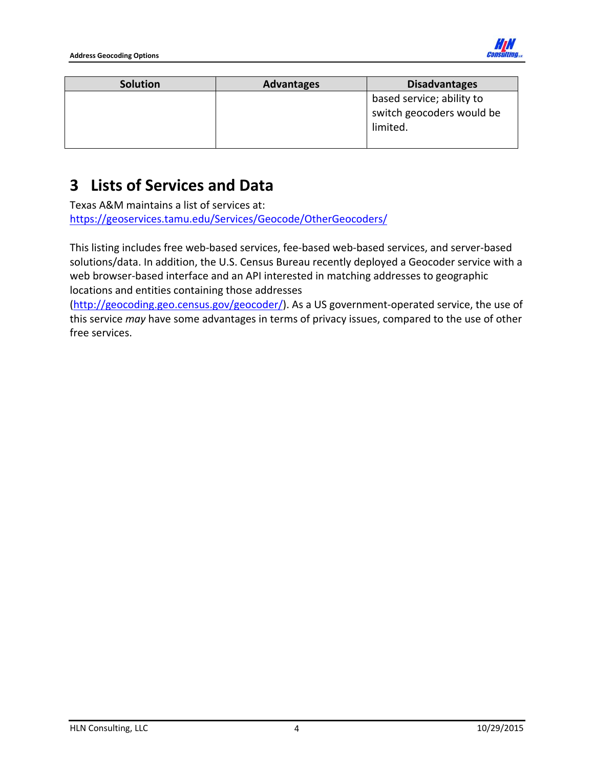| Solution | Advantages | Disadvantages |
| --- | --- | --- |
| | | based service; ability to switch geocoders would be limited. |

# 3 Lists of Services and Data

Texas A&M maintains a list of services at:
https://geoservices.tamu.edu/Services/Geocode/OtherGeocoders/

This listing includes free web-based services, fee-based web-based services, and server-based solutions/data. In addition, the U.S. Census Bureau recently deployed a Geocoder service with a web browser-based interface and an API interested in matching addresses to geographic locations and entities containing those addresses (http://geocoding.geo.census.gov/geocoder/). As a US government-operated service, the use of this service *may* have some advantages in terms of privacy issues, compared to the use of other free services.